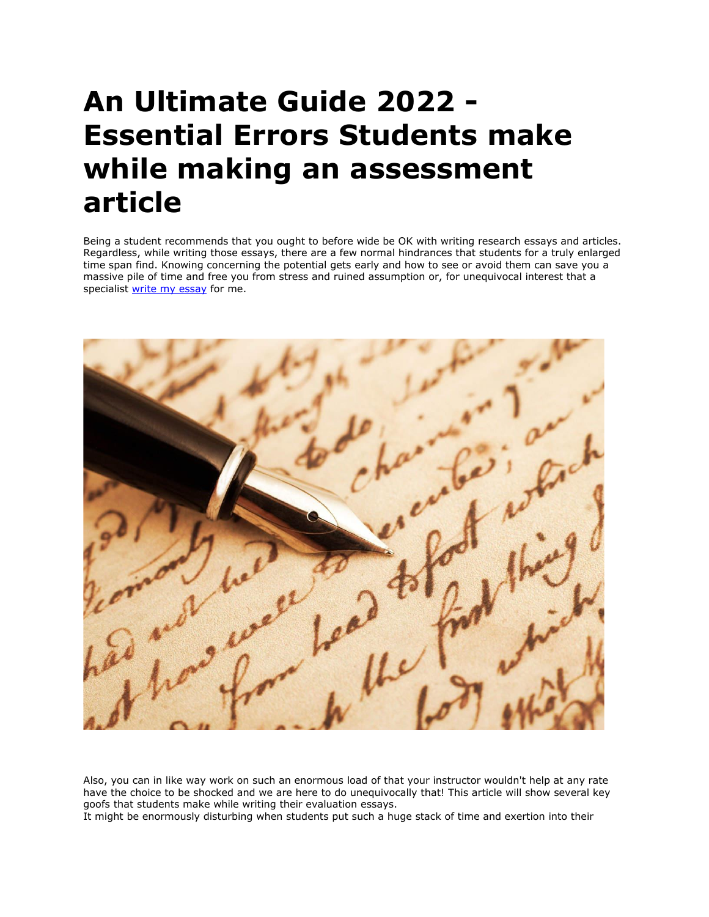# An Ultimate Guide 2022 - Essential Errors Students make while making an assessment article

Being a student recommends that you ought to before wide be OK with writing research essays and articles. Regardless, while writing those essays, there are a few normal hindrances that students for a truly enlarged time span find. Knowing concerning the potential gets early and how to see or avoid them can save you a massive pile of time and free you from stress and ruined assumption or, for unequivocal interest that a specialist [write my essay](write my essay) for me.

Also, you can in like way work on such an enormous load of that your instructor wouldn't help at any rate have the choice to be shocked and we are here to do unequivocally that! This article will show several key goofs that students make while writing their evaluation essays.

It might be enormously disturbing when students put such a huge stack of time and exertion into their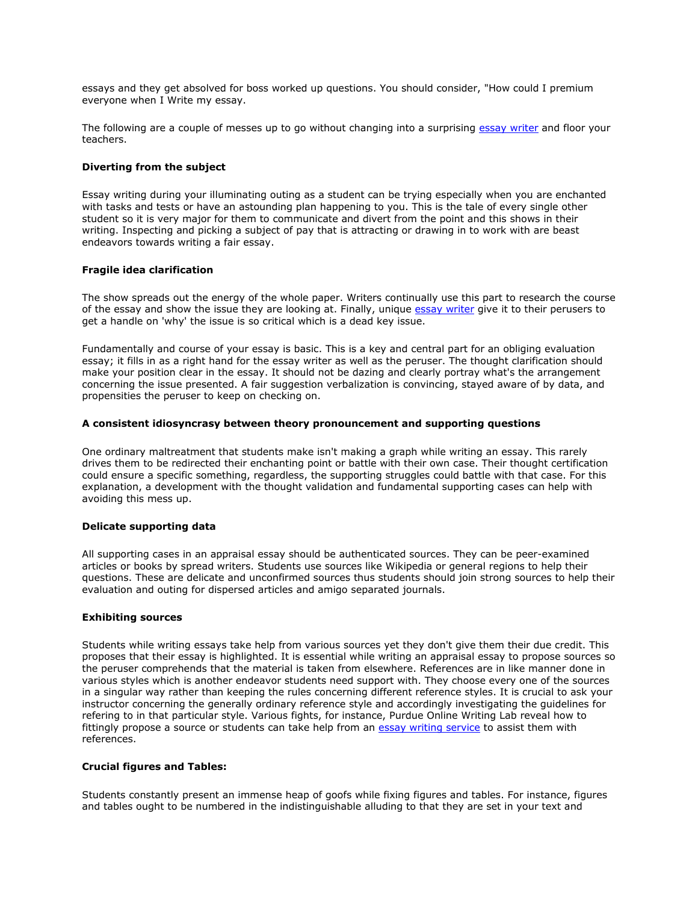essays and they get absolved for boss worked up questions. You should consider, "How could I premium everyone when I Write my essay.

The following are a couple of messes up to go without changing into a surprising [essay writer](#) and floor your teachers.

**Diverting from the subject**

Essay writing during your illuminating outing as a student can be trying especially when you are enchanted with tasks and tests or have an astounding plan happening to you. This is the tale of every single other student so it is very major for them to communicate and divert from the point and this shows in their writing. Inspecting and picking a subject of pay that is attracting or drawing in to work with are beast endeavors towards writing a fair essay.

**Fragile idea clarification**

The show spreads out the energy of the whole paper. Writers continually use this part to research the course of the essay and show the issue they are looking at. Finally, unique [essay writer](#) give it to their perusers to get a handle on 'why' the issue is so critical which is a dead key issue.

Fundamentally and course of your essay is basic. This is a key and central part for an obliging evaluation essay; it fills in as a right hand for the essay writer as well as the peruser. The thought clarification should make your position clear in the essay. It should not be dazing and clearly portray what's the arrangement concerning the issue presented. A fair suggestion verbalization is convincing, stayed aware of by data, and propensities the peruser to keep on checking on.

**A consistent idiosyncrasy between theory pronouncement and supporting questions**

One ordinary maltreatment that students make isn't making a graph while writing an essay. This rarely drives them to be redirected their enchanting point or battle with their own case. Their thought certification could ensure a specific something, regardless, the supporting struggles could battle with that case. For this explanation, a development with the thought validation and fundamental supporting cases can help with avoiding this mess up.

**Delicate supporting data**

All supporting cases in an appraisal essay should be authenticated sources. They can be peer-examined articles or books by spread writers. Students use sources like Wikipedia or general regions to help their questions. These are delicate and unconfirmed sources thus students should join strong sources to help their evaluation and outing for dispersed articles and amigo separated journals.

**Exhibiting sources**

Students while writing essays take help from various sources yet they don't give them their due credit. This proposes that their essay is highlighted. It is essential while writing an appraisal essay to propose sources so the peruser comprehends that the material is taken from elsewhere. References are in like manner done in various styles which is another endeavor students need support with. They choose every one of the sources in a singular way rather than keeping the rules concerning different reference styles. It is crucial to ask your instructor concerning the generally ordinary reference style and accordingly investigating the guidelines for refering to in that particular style. Various fights, for instance, Purdue Online Writing Lab reveal how to fittingly propose a source or students can take help from an [essay writing service](#) to assist them with references.

**Crucial figures and Tables:**

Students constantly present an immense heap of goofs while fixing figures and tables. For instance, figures and tables ought to be numbered in the indistinguishable alluding to that they are set in your text and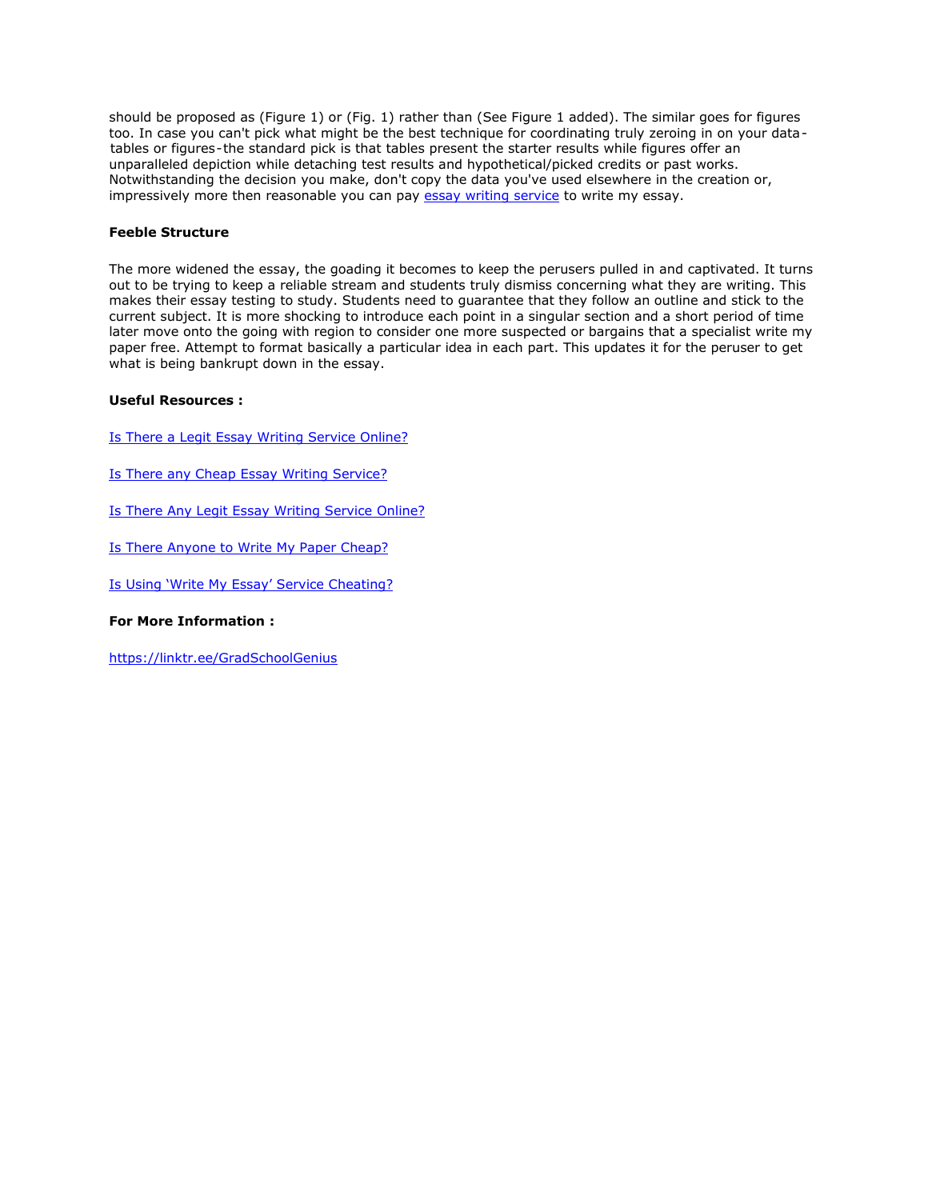should be proposed as (Figure 1) or (Fig. 1) rather than (See Figure 1 added). The similar goes for figures too. In case you can't pick what might be the best technique for coordinating truly zeroing in on your data-tables or figures-the standard pick is that tables present the starter results while figures offer an unparalleled depiction while detaching test results and hypothetical/picked credits or past works. Notwithstanding the decision you make, don't copy the data you've used elsewhere in the creation or, impressively more then reasonable you can pay [essay writing service]() to write my essay.

**Feeble Structure**

The more widened the essay, the goading it becomes to keep the perusers pulled in and captivated. It turns out to be trying to keep a reliable stream and students truly dismiss concerning what they are writing. This makes their essay testing to study. Students need to guarantee that they follow an outline and stick to the current subject. It is more shocking to introduce each point in a singular section and a short period of time later move onto the going with region to consider one more suspected or bargains that a specialist write my paper free. Attempt to format basically a particular idea in each part. This updates it for the peruser to get what is being bankrupt down in the essay.

**Useful Resources :**

[Is There a Legit Essay Writing Service Online?]()

[Is There any Cheap Essay Writing Service?]()

[Is There Any Legit Essay Writing Service Online?]()

[Is There Anyone to Write My Paper Cheap?]()

[Is Using 'Write My Essay' Service Cheating?]()

**For More Information :**

[https://linktr.ee/GradSchoolGenius](https://linktr.ee/GradSchoolGenius)